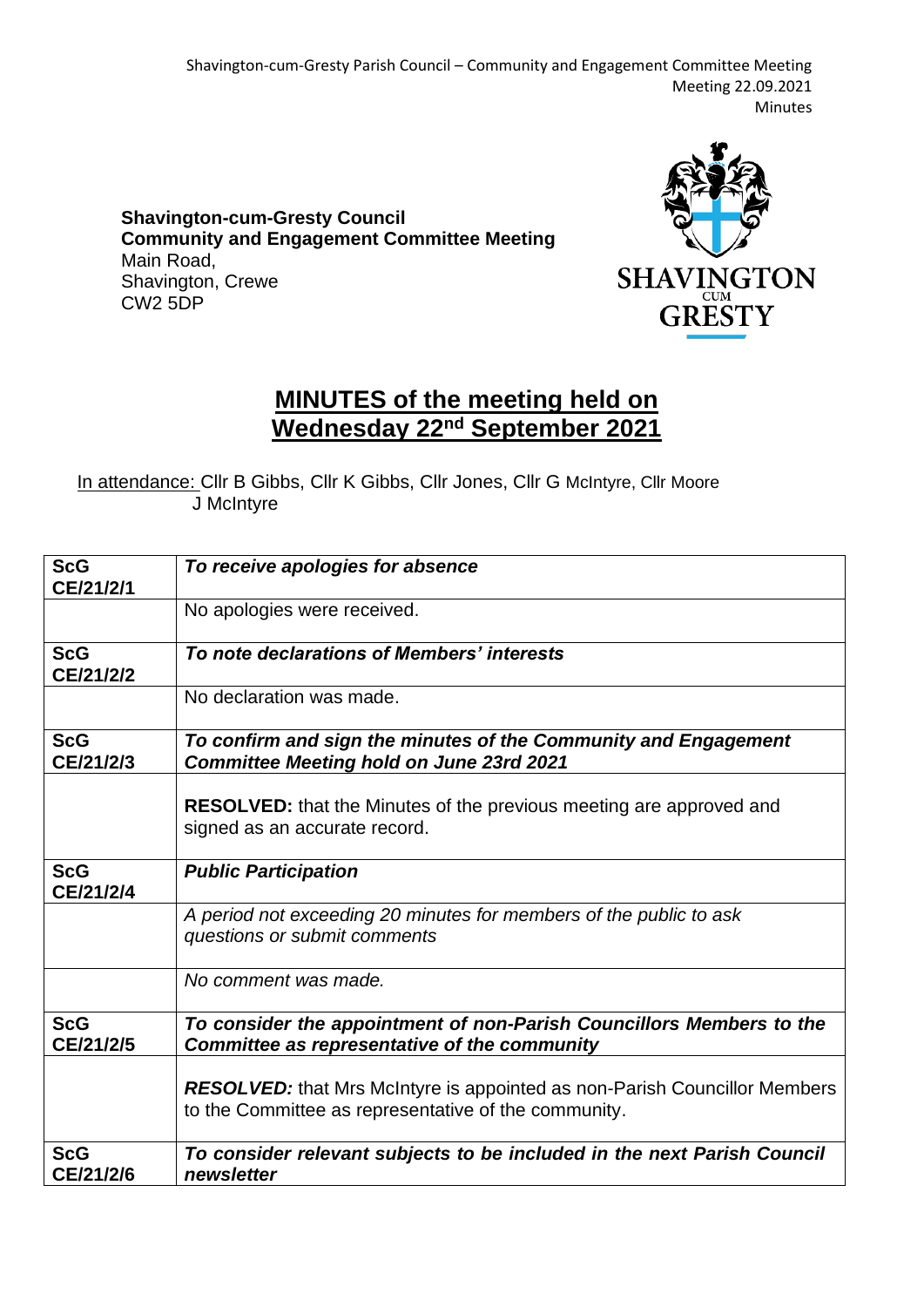**Shavington-cum-Gresty Council**
**Community and Engagement Committee Meeting**
Main Road,
Shavington, Crewe
CW2 5DP

# MINUTES of the meeting held on Wednesday 22nd September 2021

In attendance: Cllr B Gibbs, Cllr K Gibbs, Cllr Jones, Cllr G McIntyre, Cllr Moore
J McIntyre

| | |
|---|---|
| **ScG CE/21/2/1** | ***To receive apologies for absence*** |
| | No apologies were received. |
| **ScG CE/21/2/2** | ***To note declarations of Members' interests*** |
| | No declaration was made. |
| **ScG CE/21/2/3** | ***To confirm and sign the minutes of the Community and Engagement Committee Meeting hold on June 23rd 2021*** |
| | **RESOLVED:** that the Minutes of the previous meeting are approved and signed as an accurate record. |
| **ScG CE/21/2/4** | ***Public Participation*** |
| | *A period not exceeding 20 minutes for members of the public to ask questions or submit comments* |
| | *No comment was made.* |
| **ScG CE/21/2/5** | ***To consider the appointment of non-Parish Councillors Members to the Committee as representative of the community*** |
| | ***RESOLVED:*** that Mrs McIntyre is appointed as non-Parish Councillor Members to the Committee as representative of the community. |
| **ScG CE/21/2/6** | ***To consider relevant subjects to be included in the next Parish Council newsletter*** |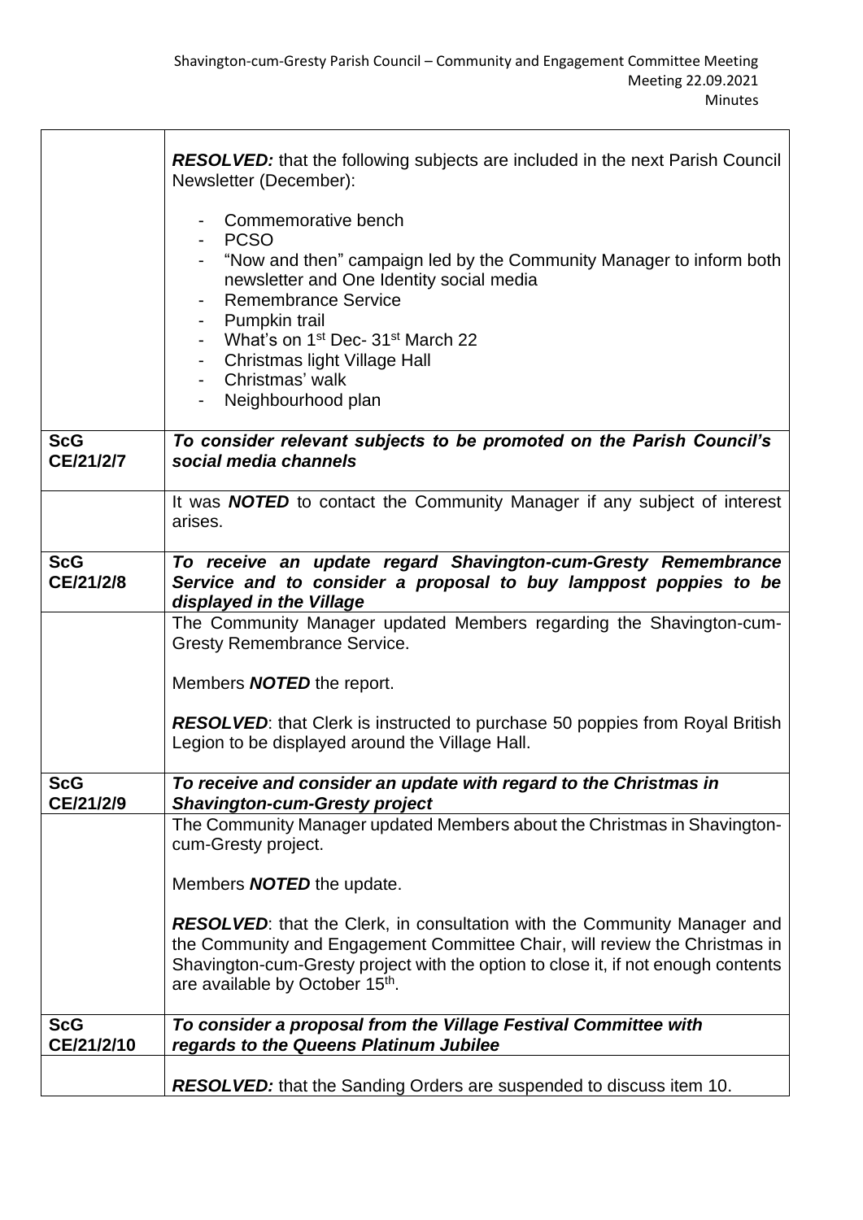| | |
|---|---|
| | ***RESOLVED:*** that the following subjects are included in the next Parish Council Newsletter (December):<br><br>- Commemorative bench<br>- PCSO<br>- "Now and then" campaign led by the Community Manager to inform both newsletter and One Identity social media<br>- Remembrance Service<br>- Pumpkin trail<br>- What's on 1st Dec- 31st March 22<br>- Christmas light Village Hall<br>- Christmas' walk<br>- Neighbourhood plan |
| **ScG CE/21/2/7** | ***To consider relevant subjects to be promoted on the Parish Council's social media channels*** |
| | It was ***NOTED*** to contact the Community Manager if any subject of interest arises. |
| **ScG CE/21/2/8** | ***To receive an update regard Shavington-cum-Gresty Remembrance Service and to consider a proposal to buy lamppost poppies to be displayed in the Village*** |
| | The Community Manager updated Members regarding the Shavington-cum-Gresty Remembrance Service.<br><br>Members ***NOTED*** the report.<br><br>***RESOLVED***: that Clerk is instructed to purchase 50 poppies from Royal British Legion to be displayed around the Village Hall. |
| **ScG CE/21/2/9** | ***To receive and consider an update with regard to the Christmas in Shavington-cum-Gresty project*** |
| | The Community Manager updated Members about the Christmas in Shavington-cum-Gresty project.<br><br>Members ***NOTED*** the update.<br><br>***RESOLVED***: that the Clerk, in consultation with the Community Manager and the Community and Engagement Committee Chair, will review the Christmas in Shavington-cum-Gresty project with the option to close it, if not enough contents are available by October 15th. |
| **ScG CE/21/2/10** | ***To consider a proposal from the Village Festival Committee with regards to the Queens Platinum Jubilee*** |
| | ***RESOLVED:*** that the Sanding Orders are suspended to discuss item 10. |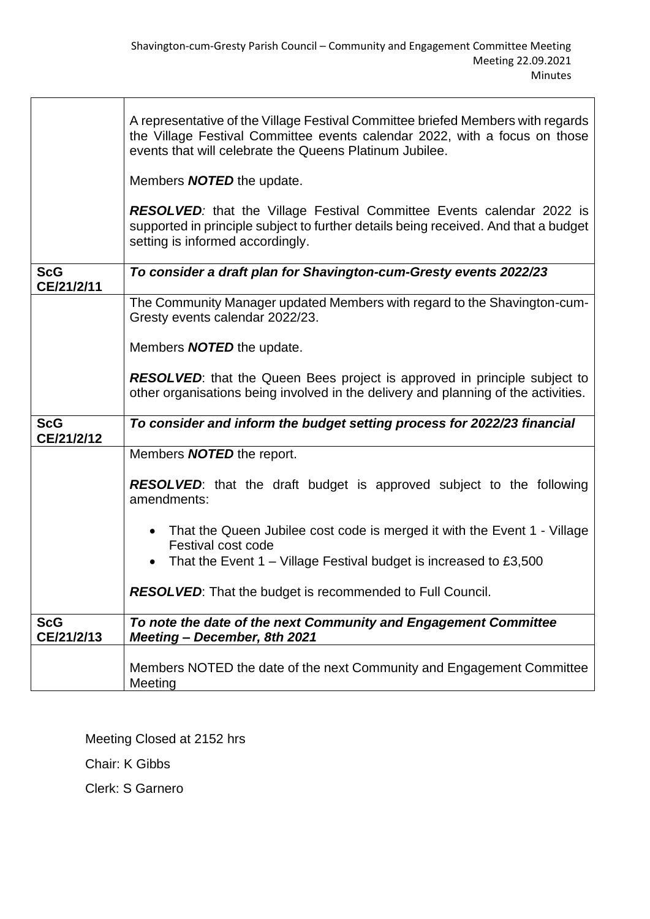| | |
|---|---|
| | A representative of the Village Festival Committee briefed Members with regards the Village Festival Committee events calendar 2022, with a focus on those events that will celebrate the Queens Platinum Jubilee.<br><br>Members ***NOTED*** the update.<br><br>***RESOLVED**:* that the Village Festival Committee Events calendar 2022 is supported in principle subject to further details being received. And that a budget setting is informed accordingly. |
| **ScG CE/21/2/11** | ***To consider a draft plan for Shavington-cum-Gresty events 2022/23*** |
| | The Community Manager updated Members with regard to the Shavington-cum-Gresty events calendar 2022/23.<br><br>Members ***NOTED*** the update.<br><br>***RESOLVED***: that the Queen Bees project is approved in principle subject to other organisations being involved in the delivery and planning of the activities. |
| **ScG CE/21/2/12** | ***To consider and inform the budget setting process for 2022/23 financial*** |
| | Members ***NOTED*** the report.<br><br>***RESOLVED***: that the draft budget is approved subject to the following amendments:<br><br>• That the Queen Jubilee cost code is merged it with the Event 1 - Village Festival cost code<br>• That the Event 1 – Village Festival budget is increased to £3,500<br><br>***RESOLVED***: That the budget is recommended to Full Council. |
| **ScG CE/21/2/13** | ***To note the date of the next Community and Engagement Committee Meeting – December, 8th 2021*** |
| | Members NOTED the date of the next Community and Engagement Committee Meeting |

Meeting Closed at 2152 hrs

Chair: K Gibbs

Clerk: S Garnero